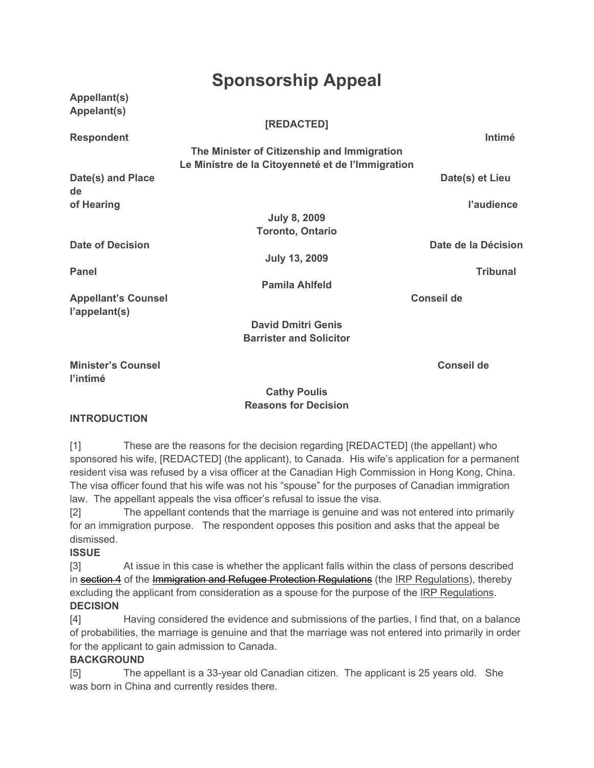# Sponsorship Appeal

**Appellant(s)**
**Appelant(s)**

**[REDACTED]**

**Respondent** — **Intimé**

**The Minister of Citizenship and Immigration**
**Le Ministre de la Citoyenneté et de l'Immigration**

**Date(s) and Place of Hearing** — **Date(s) et Lieu de l'audience**

**July 8, 2009**
**Toronto, Ontario**

**Date of Decision** — **Date de la Décision**

**July 13, 2009**

**Panel** — **Tribunal**

**Pamila Ahlfeld**

**Appellant's Counsel** — **Conseil de l'appelant(s)**

**David Dmitri Genis**
**Barrister and Solicitor**

**Minister's Counsel** — **Conseil de l'intimé**

**Cathy Poulis**

**Reasons for Decision**

**INTRODUCTION**

[1] These are the reasons for the decision regarding [REDACTED] (the appellant) who sponsored his wife, [REDACTED] (the applicant), to Canada. His wife's application for a permanent resident visa was refused by a visa officer at the Canadian High Commission in Hong Kong, China. The visa officer found that his wife was not his "spouse" for the purposes of Canadian immigration law. The appellant appeals the visa officer's refusal to issue the visa.

[2] The appellant contends that the marriage is genuine and was not entered into primarily for an immigration purpose. The respondent opposes this position and asks that the appeal be dismissed.

**ISSUE**

[3] At issue in this case is whether the applicant falls within the class of persons described in ~~section 4~~ of the ~~Immigration and Refugee Protection Regulations~~ (the IRP Regulations), thereby excluding the applicant from consideration as a spouse for the purpose of the IRP Regulations.

**DECISION**

[4] Having considered the evidence and submissions of the parties, I find that, on a balance of probabilities, the marriage is genuine and that the marriage was not entered into primarily in order for the applicant to gain admission to Canada.

**BACKGROUND**

[5] The appellant is a 33-year old Canadian citizen. The applicant is 25 years old. She was born in China and currently resides there.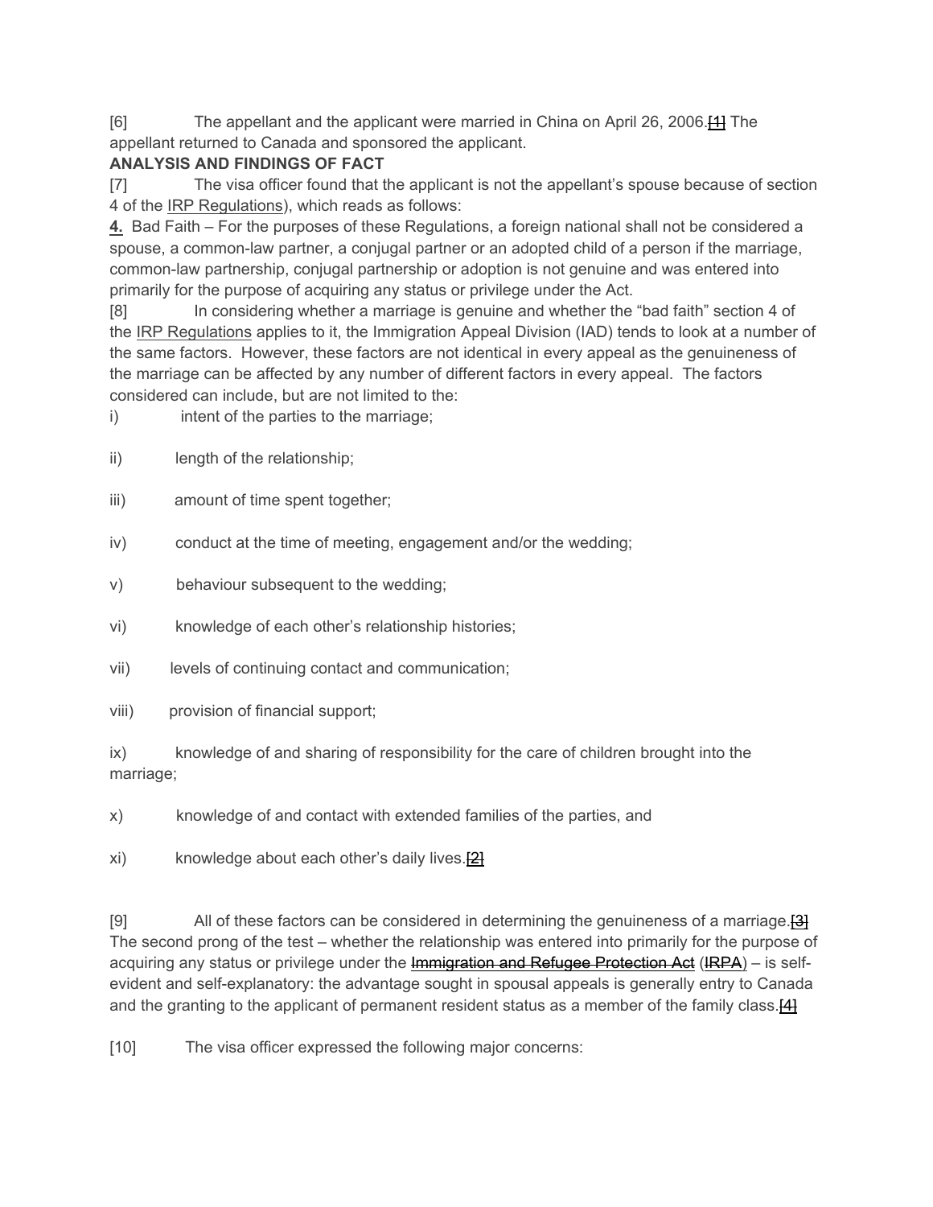[6] The appellant and the applicant were married in China on April 26, 2006.[1] The appellant returned to Canada and sponsored the applicant.

**ANALYSIS AND FINDINGS OF FACT**

[7] The visa officer found that the applicant is not the appellant's spouse because of section 4 of the IRP Regulations), which reads as follows:

**4.** Bad Faith – For the purposes of these Regulations, a foreign national shall not be considered a spouse, a common-law partner, a conjugal partner or an adopted child of a person if the marriage, common-law partnership, conjugal partnership or adoption is not genuine and was entered into primarily for the purpose of acquiring any status or privilege under the Act.

[8] In considering whether a marriage is genuine and whether the "bad faith" section 4 of the IRP Regulations applies to it, the Immigration Appeal Division (IAD) tends to look at a number of the same factors. However, these factors are not identical in every appeal as the genuineness of the marriage can be affected by any number of different factors in every appeal. The factors considered can include, but are not limited to the:

i) intent of the parties to the marriage;

ii) length of the relationship;

iii) amount of time spent together;

iv) conduct at the time of meeting, engagement and/or the wedding;

v) behaviour subsequent to the wedding;

vi) knowledge of each other's relationship histories;

vii) levels of continuing contact and communication;

viii) provision of financial support;

ix) knowledge of and sharing of responsibility for the care of children brought into the marriage;

x) knowledge of and contact with extended families of the parties, and

xi) knowledge about each other's daily lives.[2]

[9] All of these factors can be considered in determining the genuineness of a marriage.[3] The second prong of the test – whether the relationship was entered into primarily for the purpose of acquiring any status or privilege under the ~~Immigration and Refugee Protection Act~~ (IRPA) – is self-evident and self-explanatory: the advantage sought in spousal appeals is generally entry to Canada and the granting to the applicant of permanent resident status as a member of the family class.[4]

[10] The visa officer expressed the following major concerns: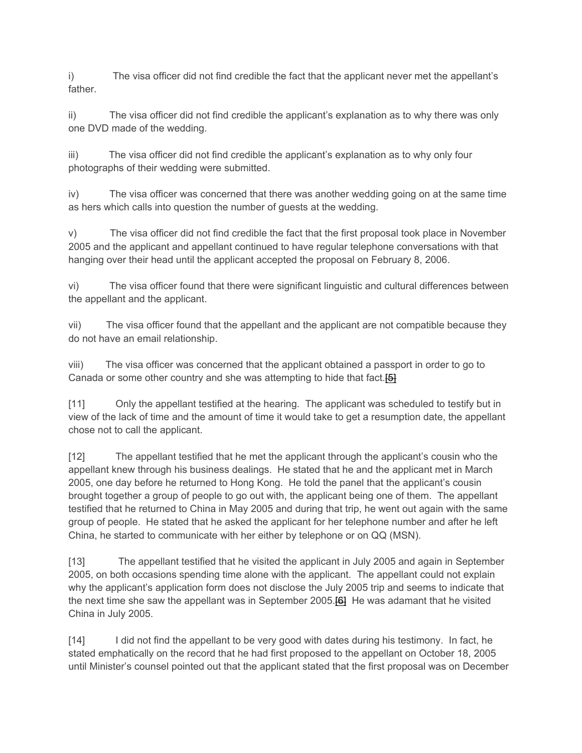i) The visa officer did not find credible the fact that the applicant never met the appellant's father.

ii) The visa officer did not find credible the applicant's explanation as to why there was only one DVD made of the wedding.

iii) The visa officer did not find credible the applicant's explanation as to why only four photographs of their wedding were submitted.

iv) The visa officer was concerned that there was another wedding going on at the same time as hers which calls into question the number of guests at the wedding.

v) The visa officer did not find credible the fact that the first proposal took place in November 2005 and the applicant and appellant continued to have regular telephone conversations with that hanging over their head until the applicant accepted the proposal on February 8, 2006.

vi) The visa officer found that there were significant linguistic and cultural differences between the appellant and the applicant.

vii) The visa officer found that the appellant and the applicant are not compatible because they do not have an email relationship.

viii) The visa officer was concerned that the applicant obtained a passport in order to go to Canada or some other country and she was attempting to hide that fact.[5]

[11] Only the appellant testified at the hearing. The applicant was scheduled to testify but in view of the lack of time and the amount of time it would take to get a resumption date, the appellant chose not to call the applicant.

[12] The appellant testified that he met the applicant through the applicant's cousin who the appellant knew through his business dealings. He stated that he and the applicant met in March 2005, one day before he returned to Hong Kong. He told the panel that the applicant's cousin brought together a group of people to go out with, the applicant being one of them. The appellant testified that he returned to China in May 2005 and during that trip, he went out again with the same group of people. He stated that he asked the applicant for her telephone number and after he left China, he started to communicate with her either by telephone or on QQ (MSN).

[13] The appellant testified that he visited the applicant in July 2005 and again in September 2005, on both occasions spending time alone with the applicant. The appellant could not explain why the applicant's application form does not disclose the July 2005 trip and seems to indicate that the next time she saw the appellant was in September 2005.[6] He was adamant that he visited China in July 2005.

[14] I did not find the appellant to be very good with dates during his testimony. In fact, he stated emphatically on the record that he had first proposed to the appellant on October 18, 2005 until Minister's counsel pointed out that the applicant stated that the first proposal was on December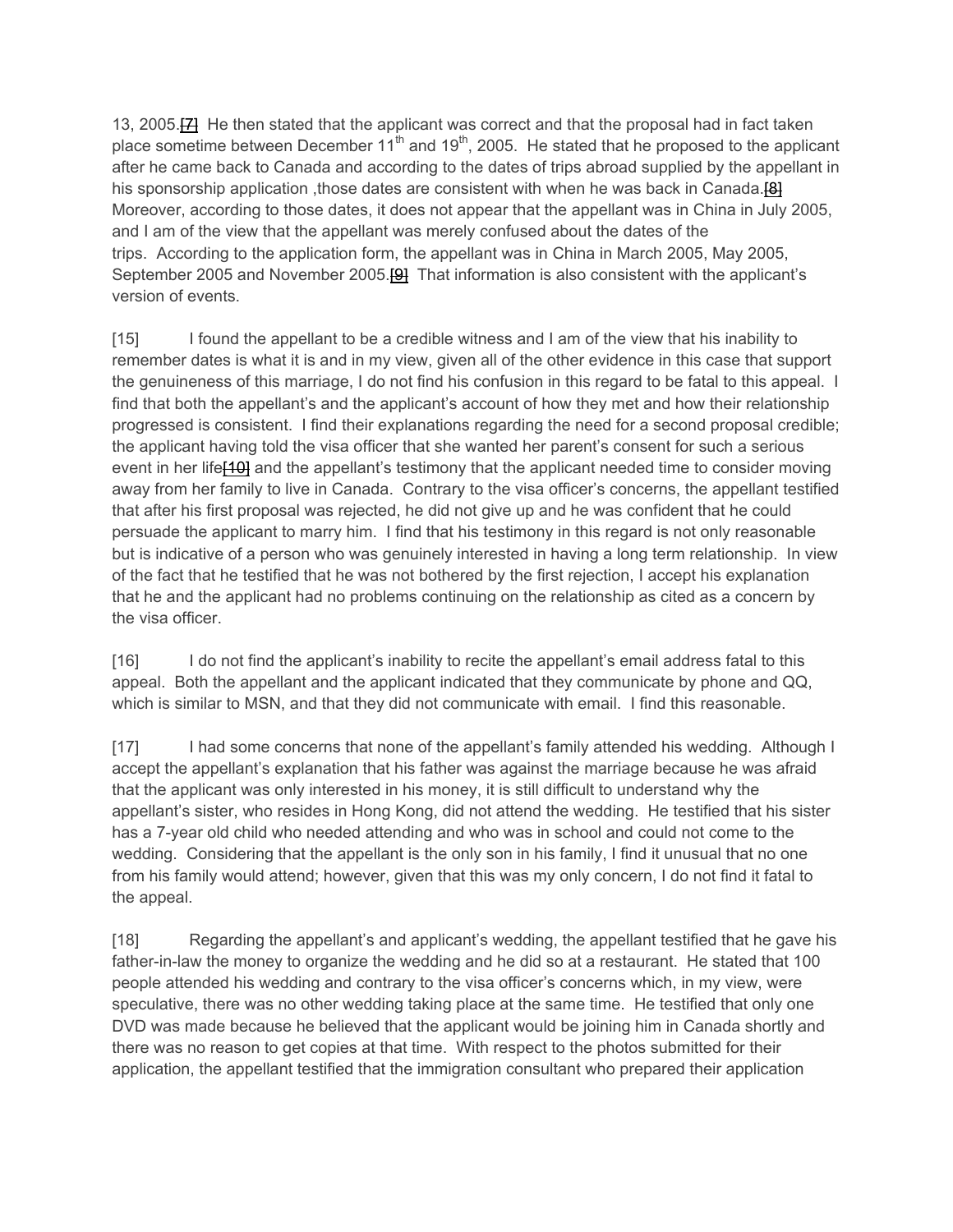13, 2005.[7] He then stated that the applicant was correct and that the proposal had in fact taken place sometime between December 11th and 19th, 2005. He stated that he proposed to the applicant after he came back to Canada and according to the dates of trips abroad supplied by the appellant in his sponsorship application ,those dates are consistent with when he was back in Canada.[8] Moreover, according to those dates, it does not appear that the appellant was in China in July 2005, and I am of the view that the appellant was merely confused about the dates of the trips. According to the application form, the appellant was in China in March 2005, May 2005, September 2005 and November 2005.[9] That information is also consistent with the applicant's version of events.

[15] I found the appellant to be a credible witness and I am of the view that his inability to remember dates is what it is and in my view, given all of the other evidence in this case that support the genuineness of this marriage, I do not find his confusion in this regard to be fatal to this appeal. I find that both the appellant's and the applicant's account of how they met and how their relationship progressed is consistent. I find their explanations regarding the need for a second proposal credible; the applicant having told the visa officer that she wanted her parent's consent for such a serious event in her life[10] and the appellant's testimony that the applicant needed time to consider moving away from her family to live in Canada. Contrary to the visa officer's concerns, the appellant testified that after his first proposal was rejected, he did not give up and he was confident that he could persuade the applicant to marry him. I find that his testimony in this regard is not only reasonable but is indicative of a person who was genuinely interested in having a long term relationship. In view of the fact that he testified that he was not bothered by the first rejection, I accept his explanation that he and the applicant had no problems continuing on the relationship as cited as a concern by the visa officer.

[16] I do not find the applicant's inability to recite the appellant's email address fatal to this appeal. Both the appellant and the applicant indicated that they communicate by phone and QQ, which is similar to MSN, and that they did not communicate with email. I find this reasonable.

[17] I had some concerns that none of the appellant's family attended his wedding. Although I accept the appellant's explanation that his father was against the marriage because he was afraid that the applicant was only interested in his money, it is still difficult to understand why the appellant's sister, who resides in Hong Kong, did not attend the wedding. He testified that his sister has a 7-year old child who needed attending and who was in school and could not come to the wedding. Considering that the appellant is the only son in his family, I find it unusual that no one from his family would attend; however, given that this was my only concern, I do not find it fatal to the appeal.

[18] Regarding the appellant's and applicant's wedding, the appellant testified that he gave his father-in-law the money to organize the wedding and he did so at a restaurant. He stated that 100 people attended his wedding and contrary to the visa officer's concerns which, in my view, were speculative, there was no other wedding taking place at the same time. He testified that only one DVD was made because he believed that the applicant would be joining him in Canada shortly and there was no reason to get copies at that time. With respect to the photos submitted for their application, the appellant testified that the immigration consultant who prepared their application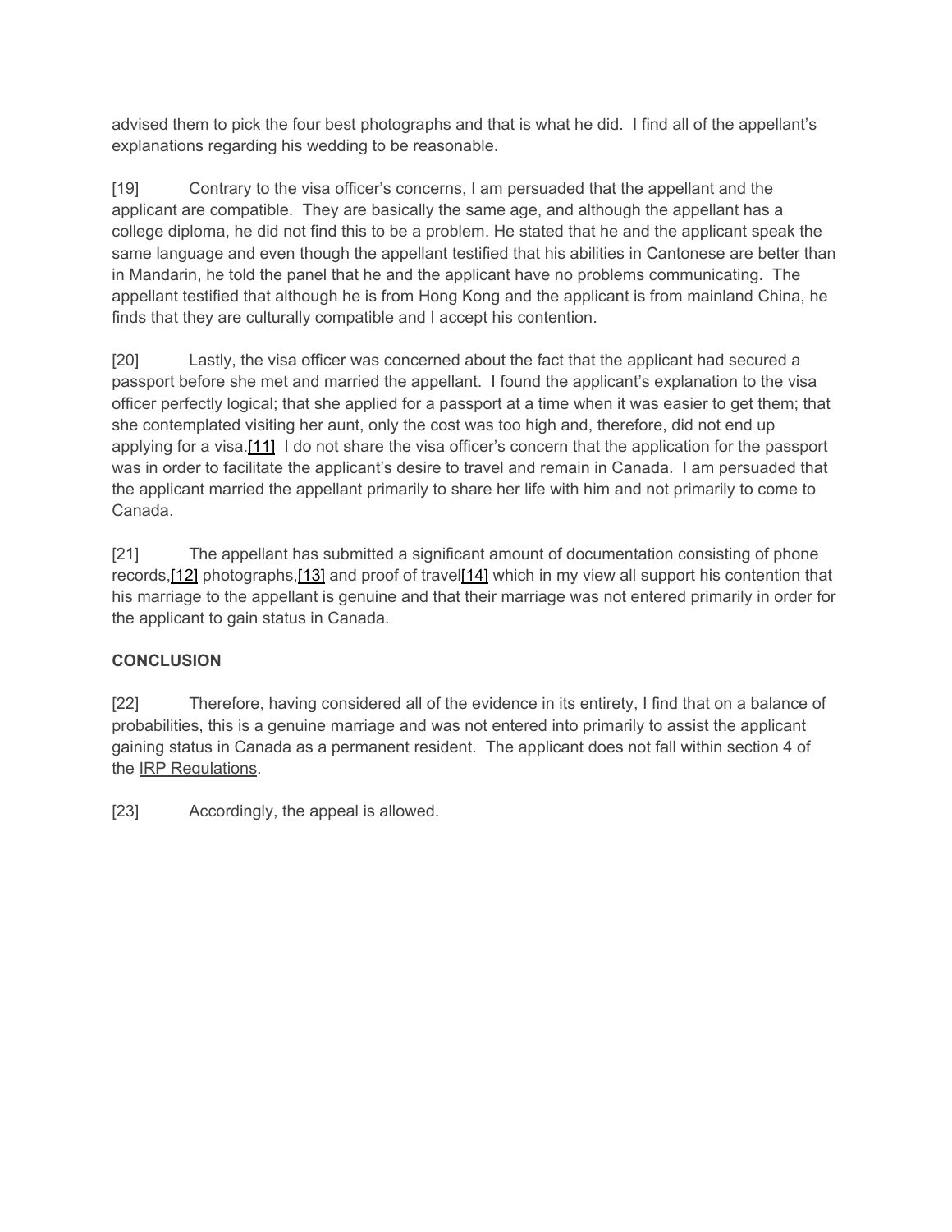advised them to pick the four best photographs and that is what he did. I find all of the appellant's explanations regarding his wedding to be reasonable.

[19] Contrary to the visa officer's concerns, I am persuaded that the appellant and the applicant are compatible. They are basically the same age, and although the appellant has a college diploma, he did not find this to be a problem. He stated that he and the applicant speak the same language and even though the appellant testified that his abilities in Cantonese are better than in Mandarin, he told the panel that he and the applicant have no problems communicating. The appellant testified that although he is from Hong Kong and the applicant is from mainland China, he finds that they are culturally compatible and I accept his contention.

[20] Lastly, the visa officer was concerned about the fact that the applicant had secured a passport before she met and married the appellant. I found the applicant's explanation to the visa officer perfectly logical; that she applied for a passport at a time when it was easier to get them; that she contemplated visiting her aunt, only the cost was too high and, therefore, did not end up applying for a visa.[11] I do not share the visa officer's concern that the application for the passport was in order to facilitate the applicant's desire to travel and remain in Canada. I am persuaded that the applicant married the appellant primarily to share her life with him and not primarily to come to Canada.

[21] The appellant has submitted a significant amount of documentation consisting of phone records,[12] photographs,[13] and proof of travel[14] which in my view all support his contention that his marriage to the appellant is genuine and that their marriage was not entered primarily in order for the applicant to gain status in Canada.

**CONCLUSION**

[22] Therefore, having considered all of the evidence in its entirety, I find that on a balance of probabilities, this is a genuine marriage and was not entered into primarily to assist the applicant gaining status in Canada as a permanent resident. The applicant does not fall within section 4 of the IRP Regulations.

[23] Accordingly, the appeal is allowed.